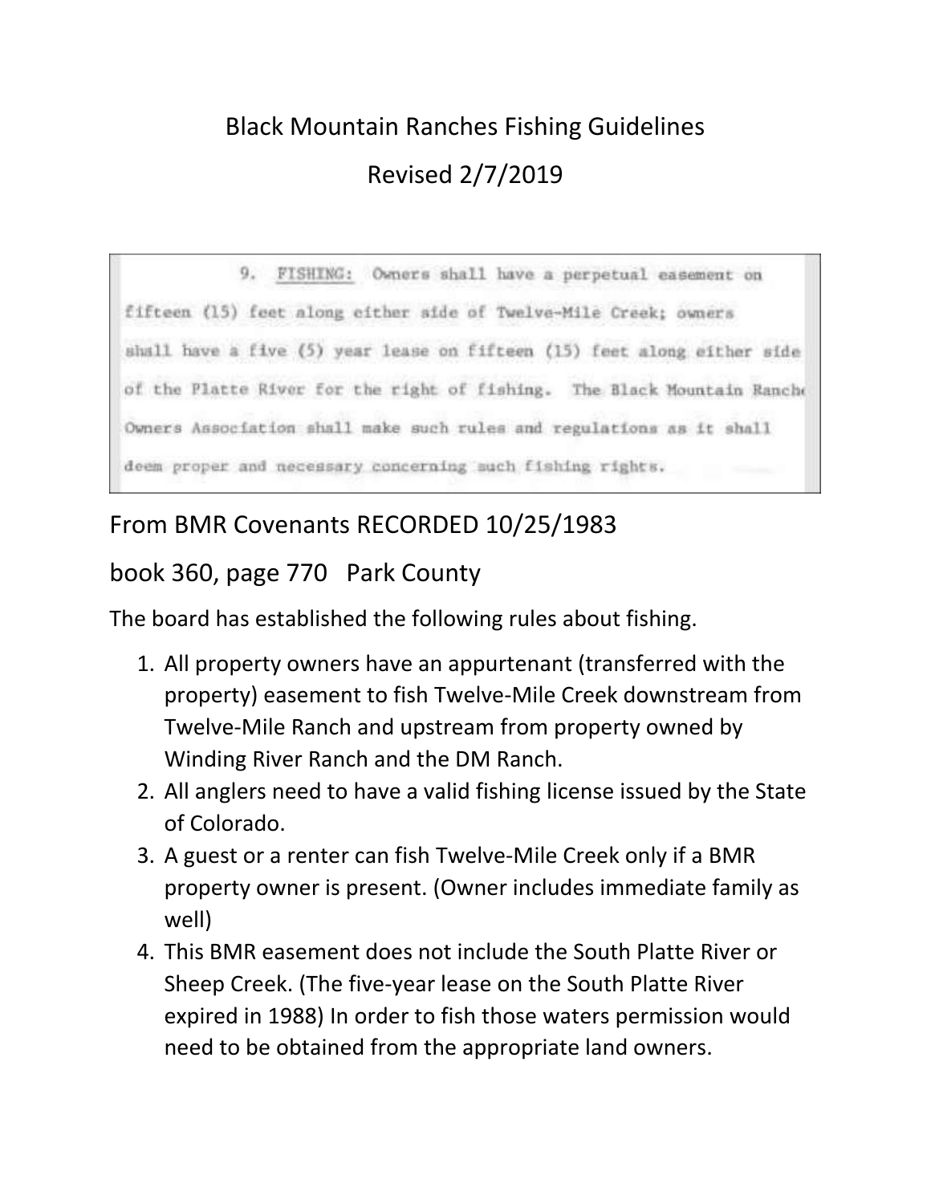# Black Mountain Ranches Fishing Guidelines

## Revised 2/7/2019

> 9. FISHING: Owners shall have a perpetual easement on fifteen (15) feet along either side of Twelve-Mile Creek; owners shall have a five (5) year lease on fifteen (15) feet along either side of the Platte River for the right of fishing. The Black Mountain Ranche Owners Association shall make such rules and regulations as it shall deem proper and necessary concerning such fishing rights.

From BMR Covenants RECORDED 10/25/1983

book 360, page 770 Park County

The board has established the following rules about fishing.

1. All property owners have an appurtenant (transferred with the property) easement to fish Twelve-Mile Creek downstream from Twelve-Mile Ranch and upstream from property owned by Winding River Ranch and the DM Ranch.
2. All anglers need to have a valid fishing license issued by the State of Colorado.
3. A guest or a renter can fish Twelve-Mile Creek only if a BMR property owner is present. (Owner includes immediate family as well)
4. This BMR easement does not include the South Platte River or Sheep Creek. (The five-year lease on the South Platte River expired in 1988) In order to fish those waters permission would need to be obtained from the appropriate land owners.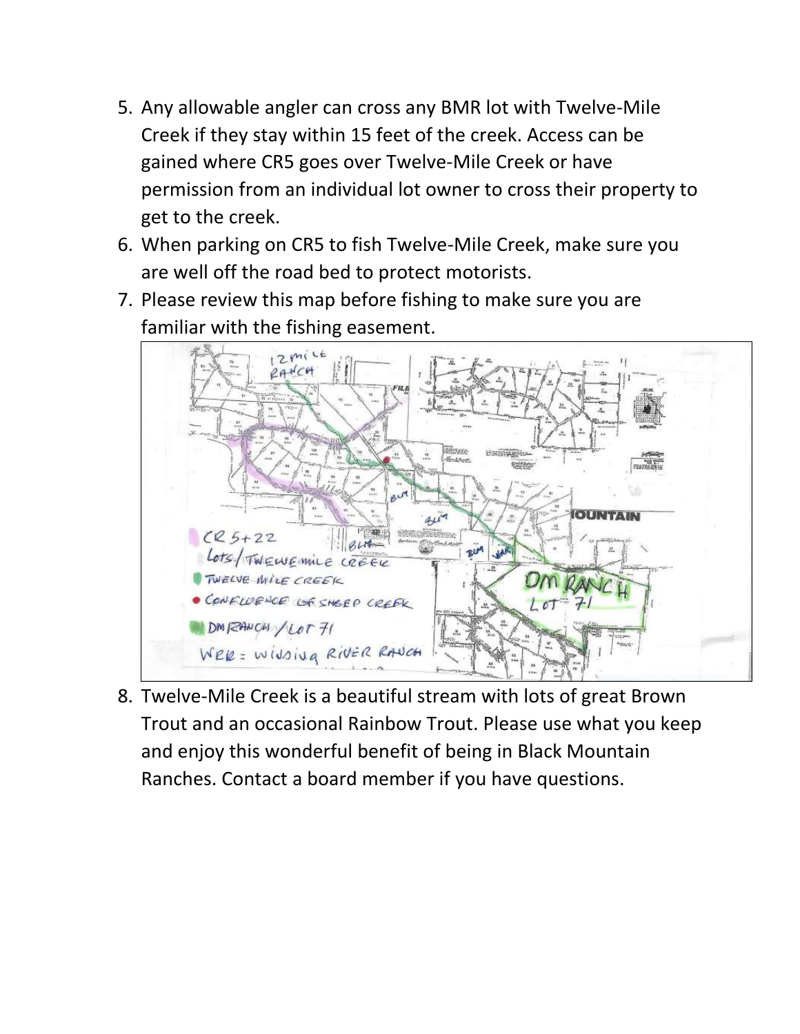5. Any allowable angler can cross any BMR lot with Twelve-Mile Creek if they stay within 15 feet of the creek. Access can be gained where CR5 goes over Twelve-Mile Creek or have permission from an individual lot owner to cross their property to get to the creek.
6. When parking on CR5 to fish Twelve-Mile Creek, make sure you are well off the road bed to protect motorists.
7. Please review this map before fishing to make sure you are familiar with the fishing easement.
8. Twelve-Mile Creek is a beautiful stream with lots of great Brown Trout and an occasional Rainbow Trout. Please use what you keep and enjoy this wonderful benefit of being in Black Mountain Ranches. Contact a board member if you have questions.